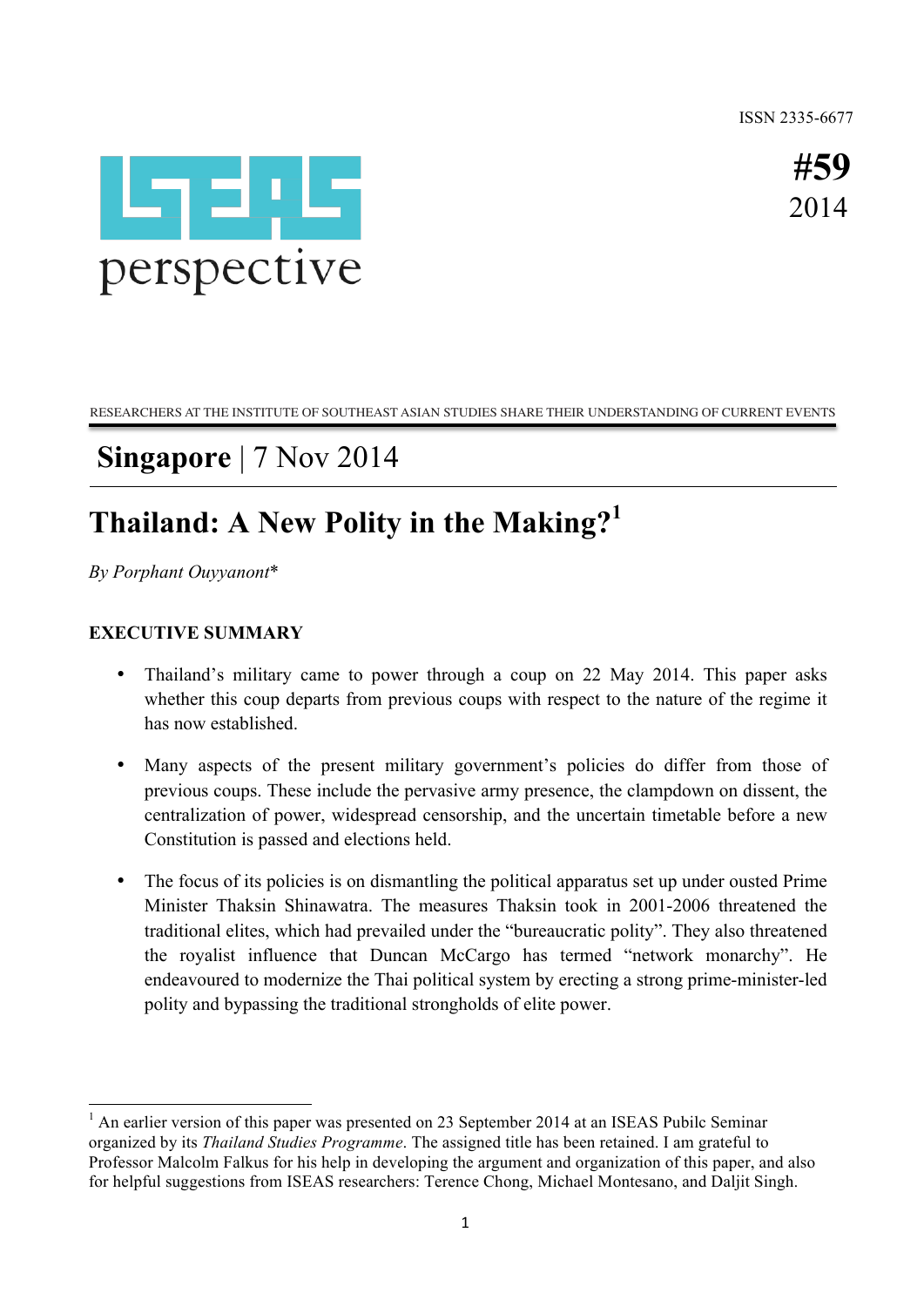ISSN 2335-6677

ISEAS perspective

**#59**
2014

RESEARCHERS AT THE INSTITUTE OF SOUTHEAST ASIAN STUDIES SHARE THEIR UNDERSTANDING OF CURRENT EVENTS

**Singapore** | 7 Nov 2014

# Thailand: A New Polity in the Making?[1]

*By Porphant Ouyyanont**

## EXECUTIVE SUMMARY

- Thailand's military came to power through a coup on 22 May 2014. This paper asks whether this coup departs from previous coups with respect to the nature of the regime it has now established.
- Many aspects of the present military government's policies do differ from those of previous coups. These include the pervasive army presence, the clampdown on dissent, the centralization of power, widespread censorship, and the uncertain timetable before a new Constitution is passed and elections held.
- The focus of its policies is on dismantling the political apparatus set up under ousted Prime Minister Thaksin Shinawatra. The measures Thaksin took in 2001-2006 threatened the traditional elites, which had prevailed under the "bureaucratic polity". They also threatened the royalist influence that Duncan McCargo has termed "network monarchy". He endeavoured to modernize the Thai political system by erecting a strong prime-minister-led polity and bypassing the traditional strongholds of elite power.

[1] An earlier version of this paper was presented on 23 September 2014 at an ISEAS Pubilc Seminar organized by its *Thailand Studies Programme*. The assigned title has been retained. I am grateful to Professor Malcolm Falkus for his help in developing the argument and organization of this paper, and also for helpful suggestions from ISEAS researchers: Terence Chong, Michael Montesano, and Daljit Singh.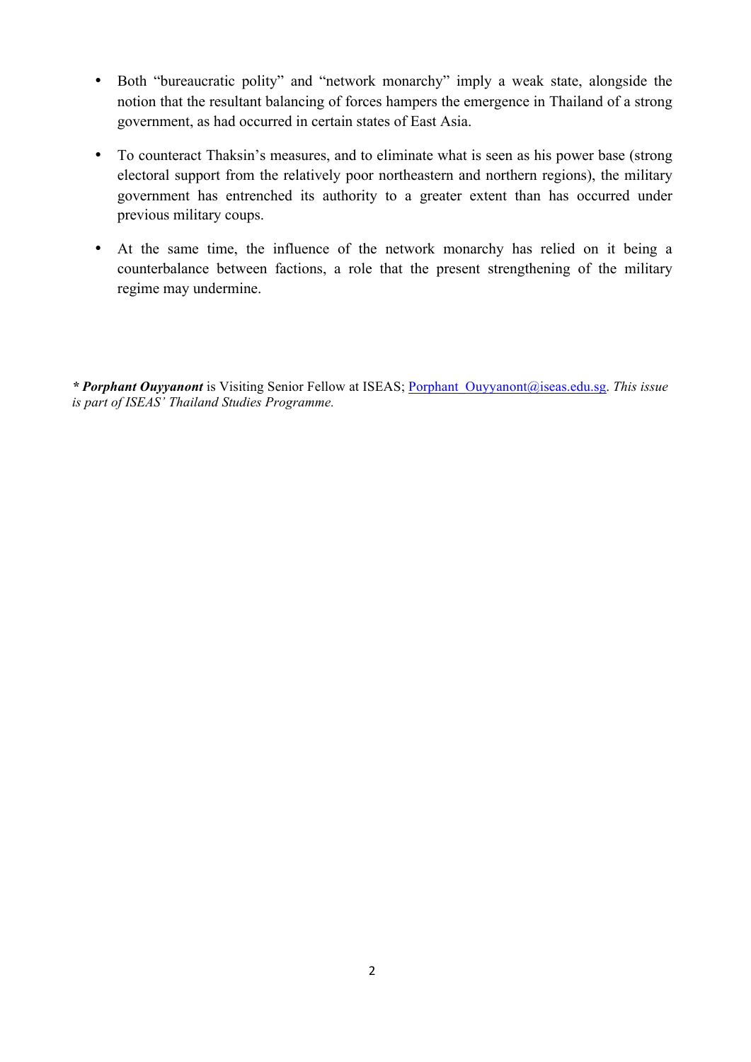- Both "bureaucratic polity" and "network monarchy" imply a weak state, alongside the notion that the resultant balancing of forces hampers the emergence in Thailand of a strong government, as had occurred in certain states of East Asia.

- To counteract Thaksin's measures, and to eliminate what is seen as his power base (strong electoral support from the relatively poor northeastern and northern regions), the military government has entrenched its authority to a greater extent than has occurred under previous military coups.

- At the same time, the influence of the network monarchy has relied on it being a counterbalance between factions, a role that the present strengthening of the military regime may undermine.

*\* **Porphant Ouyyanont*** is Visiting Senior Fellow at ISEAS; Porphant_Ouyyanont@iseas.edu.sg. *This issue is part of ISEAS' Thailand Studies Programme.*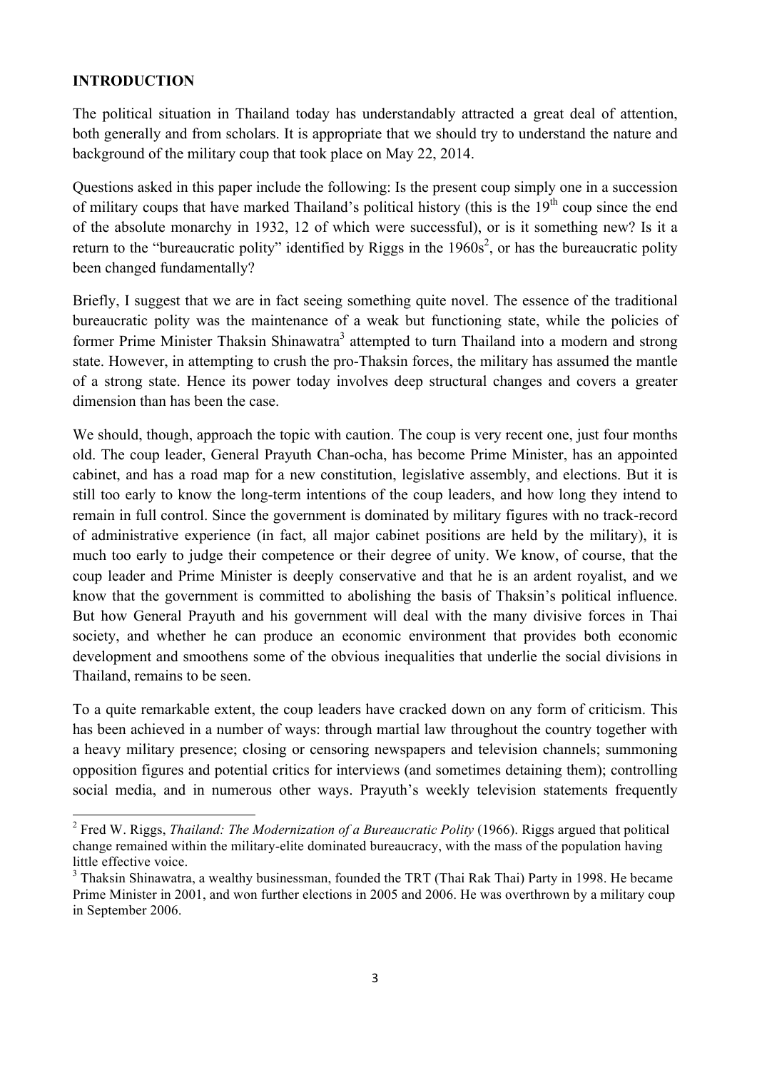## INTRODUCTION

The political situation in Thailand today has understandably attracted a great deal of attention, both generally and from scholars. It is appropriate that we should try to understand the nature and background of the military coup that took place on May 22, 2014.

Questions asked in this paper include the following: Is the present coup simply one in a succession of military coups that have marked Thailand's political history (this is the 19th coup since the end of the absolute monarchy in 1932, 12 of which were successful), or is it something new? Is it a return to the "bureaucratic polity" identified by Riggs in the 1960s[2], or has the bureaucratic polity been changed fundamentally?

Briefly, I suggest that we are in fact seeing something quite novel. The essence of the traditional bureaucratic polity was the maintenance of a weak but functioning state, while the policies of former Prime Minister Thaksin Shinawatra[3] attempted to turn Thailand into a modern and strong state. However, in attempting to crush the pro-Thaksin forces, the military has assumed the mantle of a strong state. Hence its power today involves deep structural changes and covers a greater dimension than has been the case.

We should, though, approach the topic with caution. The coup is very recent one, just four months old. The coup leader, General Prayuth Chan-ocha, has become Prime Minister, has an appointed cabinet, and has a road map for a new constitution, legislative assembly, and elections. But it is still too early to know the long-term intentions of the coup leaders, and how long they intend to remain in full control. Since the government is dominated by military figures with no track-record of administrative experience (in fact, all major cabinet positions are held by the military), it is much too early to judge their competence or their degree of unity. We know, of course, that the coup leader and Prime Minister is deeply conservative and that he is an ardent royalist, and we know that the government is committed to abolishing the basis of Thaksin's political influence. But how General Prayuth and his government will deal with the many divisive forces in Thai society, and whether he can produce an economic environment that provides both economic development and smoothens some of the obvious inequalities that underlie the social divisions in Thailand, remains to be seen.

To a quite remarkable extent, the coup leaders have cracked down on any form of criticism. This has been achieved in a number of ways: through martial law throughout the country together with a heavy military presence; closing or censoring newspapers and television channels; summoning opposition figures and potential critics for interviews (and sometimes detaining them); controlling social media, and in numerous other ways. Prayuth's weekly television statements frequently

---

[2] Fred W. Riggs, *Thailand: The Modernization of a Bureaucratic Polity* (1966). Riggs argued that political change remained within the military-elite dominated bureaucracy, with the mass of the population having little effective voice.

[3] Thaksin Shinawatra, a wealthy businessman, founded the TRT (Thai Rak Thai) Party in 1998. He became Prime Minister in 2001, and won further elections in 2005 and 2006. He was overthrown by a military coup in September 2006.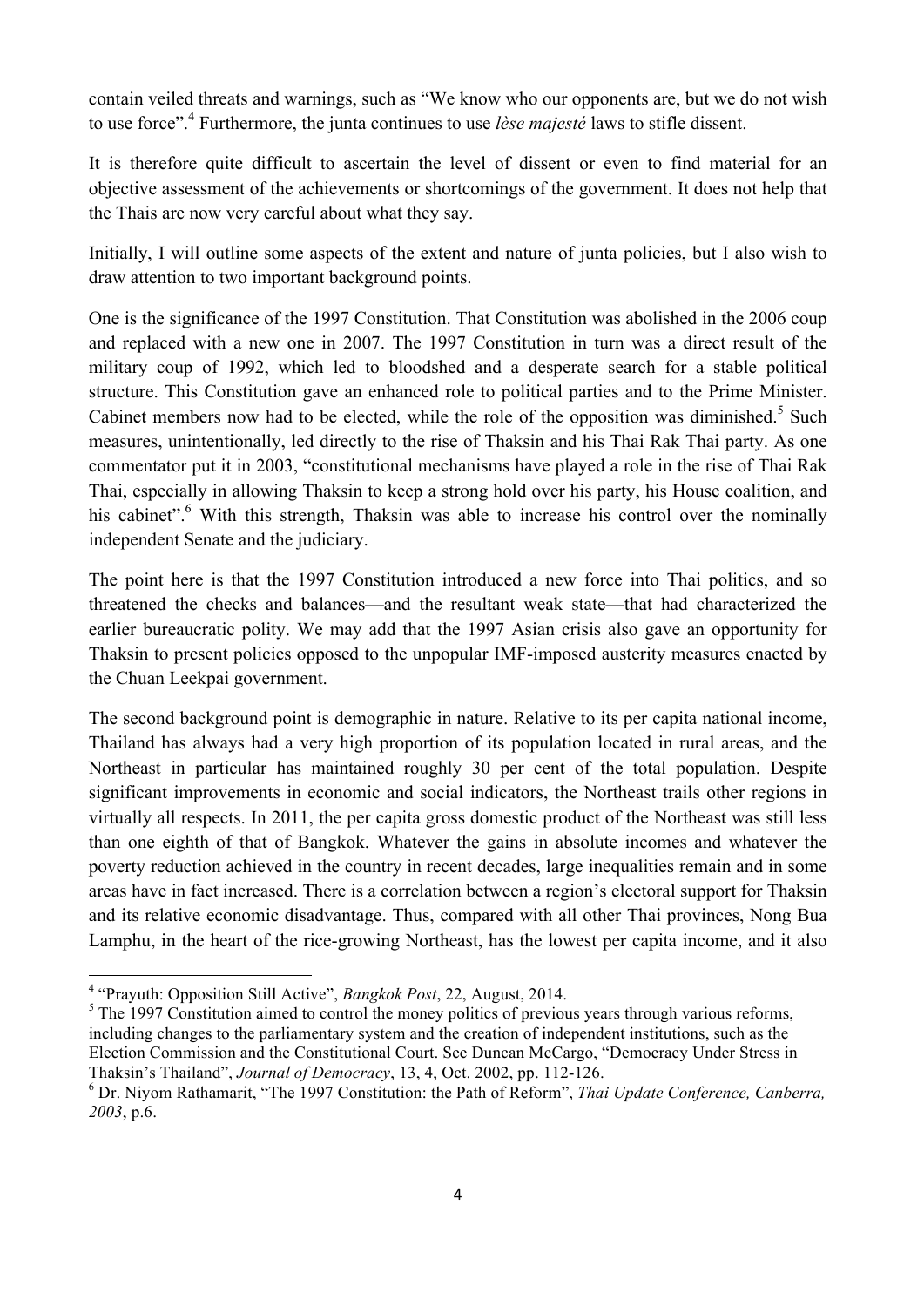contain veiled threats and warnings, such as "We know who our opponents are, but we do not wish to use force".[4] Furthermore, the junta continues to use *lèse majesté* laws to stifle dissent.

It is therefore quite difficult to ascertain the level of dissent or even to find material for an objective assessment of the achievements or shortcomings of the government. It does not help that the Thais are now very careful about what they say.

Initially, I will outline some aspects of the extent and nature of junta policies, but I also wish to draw attention to two important background points.

One is the significance of the 1997 Constitution. That Constitution was abolished in the 2006 coup and replaced with a new one in 2007. The 1997 Constitution in turn was a direct result of the military coup of 1992, which led to bloodshed and a desperate search for a stable political structure. This Constitution gave an enhanced role to political parties and to the Prime Minister. Cabinet members now had to be elected, while the role of the opposition was diminished.[5] Such measures, unintentionally, led directly to the rise of Thaksin and his Thai Rak Thai party. As one commentator put it in 2003, "constitutional mechanisms have played a role in the rise of Thai Rak Thai, especially in allowing Thaksin to keep a strong hold over his party, his House coalition, and his cabinet".[6] With this strength, Thaksin was able to increase his control over the nominally independent Senate and the judiciary.

The point here is that the 1997 Constitution introduced a new force into Thai politics, and so threatened the checks and balances—and the resultant weak state—that had characterized the earlier bureaucratic polity. We may add that the 1997 Asian crisis also gave an opportunity for Thaksin to present policies opposed to the unpopular IMF-imposed austerity measures enacted by the Chuan Leekpai government.

The second background point is demographic in nature. Relative to its per capita national income, Thailand has always had a very high proportion of its population located in rural areas, and the Northeast in particular has maintained roughly 30 per cent of the total population. Despite significant improvements in economic and social indicators, the Northeast trails other regions in virtually all respects. In 2011, the per capita gross domestic product of the Northeast was still less than one eighth of that of Bangkok. Whatever the gains in absolute incomes and whatever the poverty reduction achieved in the country in recent decades, large inequalities remain and in some areas have in fact increased. There is a correlation between a region's electoral support for Thaksin and its relative economic disadvantage. Thus, compared with all other Thai provinces, Nong Bua Lamphu, in the heart of the rice-growing Northeast, has the lowest per capita income, and it also

---

[4] "Prayuth: Opposition Still Active", *Bangkok Post*, 22, August, 2014.

[5] The 1997 Constitution aimed to control the money politics of previous years through various reforms, including changes to the parliamentary system and the creation of independent institutions, such as the Election Commission and the Constitutional Court. See Duncan McCargo, "Democracy Under Stress in Thaksin's Thailand", *Journal of Democracy*, 13, 4, Oct. 2002, pp. 112-126.

[6] Dr. Niyom Rathamarit, "The 1997 Constitution: the Path of Reform", *Thai Update Conference, Canberra, 2003*, p.6.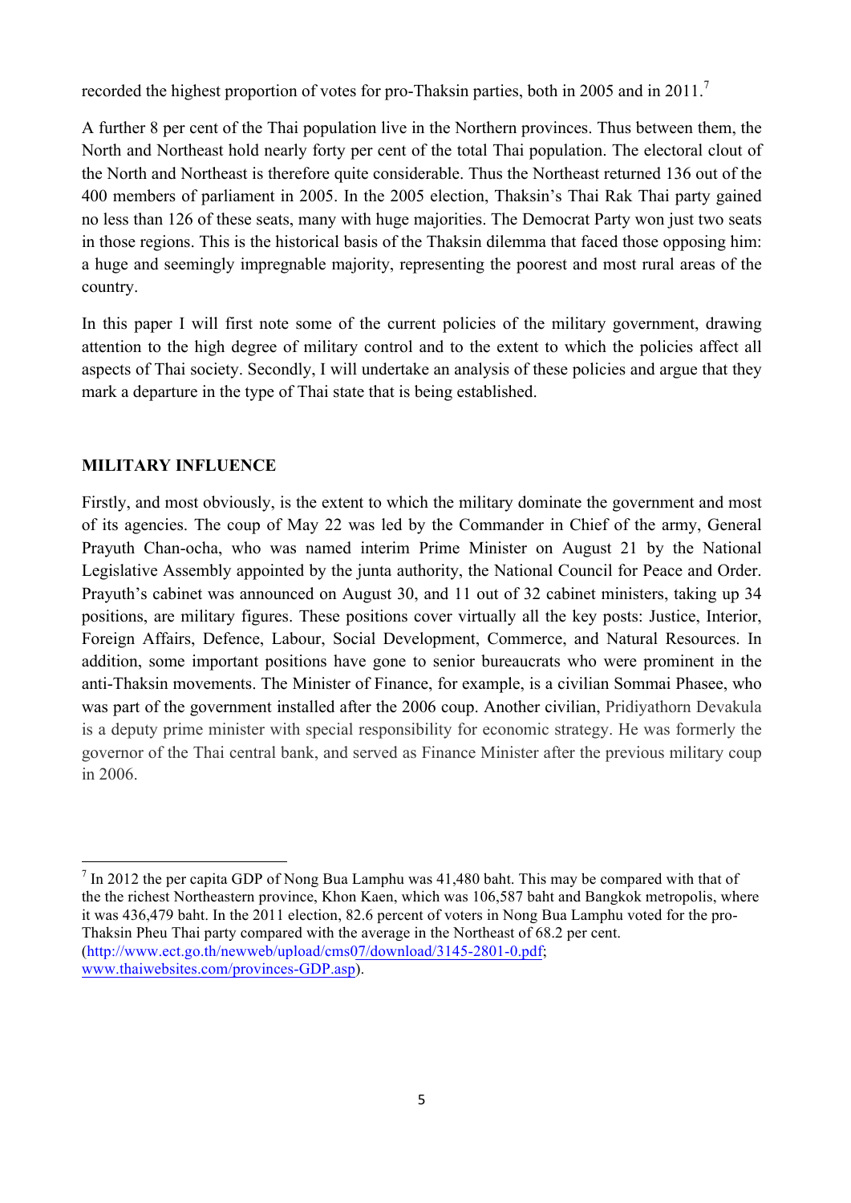recorded the highest proportion of votes for pro-Thaksin parties, both in 2005 and in 2011.[7]

A further 8 per cent of the Thai population live in the Northern provinces. Thus between them, the North and Northeast hold nearly forty per cent of the total Thai population. The electoral clout of the North and Northeast is therefore quite considerable. Thus the Northeast returned 136 out of the 400 members of parliament in 2005. In the 2005 election, Thaksin's Thai Rak Thai party gained no less than 126 of these seats, many with huge majorities. The Democrat Party won just two seats in those regions. This is the historical basis of the Thaksin dilemma that faced those opposing him: a huge and seemingly impregnable majority, representing the poorest and most rural areas of the country.

In this paper I will first note some of the current policies of the military government, drawing attention to the high degree of military control and to the extent to which the policies affect all aspects of Thai society. Secondly, I will undertake an analysis of these policies and argue that they mark a departure in the type of Thai state that is being established.

## MILITARY INFLUENCE

Firstly, and most obviously, is the extent to which the military dominate the government and most of its agencies. The coup of May 22 was led by the Commander in Chief of the army, General Prayuth Chan-ocha, who was named interim Prime Minister on August 21 by the National Legislative Assembly appointed by the junta authority, the National Council for Peace and Order. Prayuth's cabinet was announced on August 30, and 11 out of 32 cabinet ministers, taking up 34 positions, are military figures. These positions cover virtually all the key posts: Justice, Interior, Foreign Affairs, Defence, Labour, Social Development, Commerce, and Natural Resources. In addition, some important positions have gone to senior bureaucrats who were prominent in the anti-Thaksin movements. The Minister of Finance, for example, is a civilian Sommai Phasee, who was part of the government installed after the 2006 coup. Another civilian, Pridiyathorn Devakula is a deputy prime minister with special responsibility for economic strategy. He was formerly the governor of the Thai central bank, and served as Finance Minister after the previous military coup in 2006.

---

[7] In 2012 the per capita GDP of Nong Bua Lamphu was 41,480 baht. This may be compared with that of the the richest Northeastern province, Khon Kaen, which was 106,587 baht and Bangkok metropolis, where it was 436,479 baht. In the 2011 election, 82.6 percent of voters in Nong Bua Lamphu voted for the pro-Thaksin Pheu Thai party compared with the average in the Northeast of 68.2 per cent. (http://www.ect.go.th/newweb/upload/cms07/download/3145-2801-0.pdf; www.thaiwebsites.com/provinces-GDP.asp).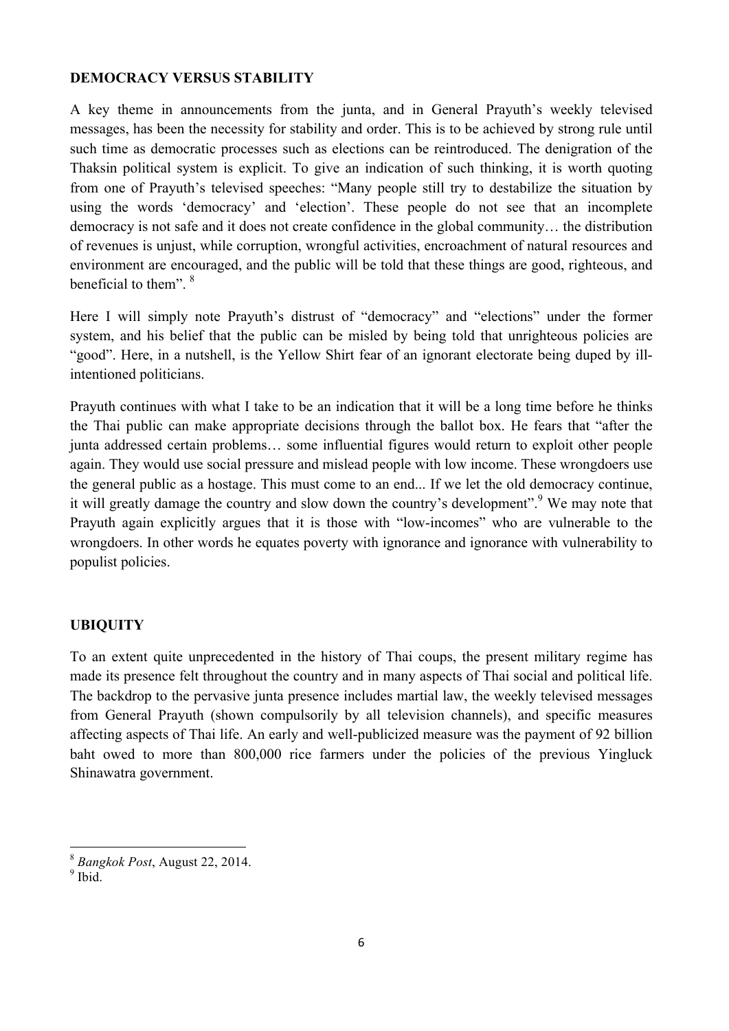## DEMOCRACY VERSUS STABILITY

A key theme in announcements from the junta, and in General Prayuth's weekly televised messages, has been the necessity for stability and order. This is to be achieved by strong rule until such time as democratic processes such as elections can be reintroduced. The denigration of the Thaksin political system is explicit. To give an indication of such thinking, it is worth quoting from one of Prayuth's televised speeches: "Many people still try to destabilize the situation by using the words 'democracy' and 'election'. These people do not see that an incomplete democracy is not safe and it does not create confidence in the global community… the distribution of revenues is unjust, while corruption, wrongful activities, encroachment of natural resources and environment are encouraged, and the public will be told that these things are good, righteous, and beneficial to them".[8]

Here I will simply note Prayuth's distrust of "democracy" and "elections" under the former system, and his belief that the public can be misled by being told that unrighteous policies are "good". Here, in a nutshell, is the Yellow Shirt fear of an ignorant electorate being duped by ill-intentioned politicians.

Prayuth continues with what I take to be an indication that it will be a long time before he thinks the Thai public can make appropriate decisions through the ballot box. He fears that "after the junta addressed certain problems… some influential figures would return to exploit other people again. They would use social pressure and mislead people with low income. These wrongdoers use the general public as a hostage. This must come to an end... If we let the old democracy continue, it will greatly damage the country and slow down the country's development".[9] We may note that Prayuth again explicitly argues that it is those with "low-incomes" who are vulnerable to the wrongdoers. In other words he equates poverty with ignorance and ignorance with vulnerability to populist policies.

## UBIQUITY

To an extent quite unprecedented in the history of Thai coups, the present military regime has made its presence felt throughout the country and in many aspects of Thai social and political life. The backdrop to the pervasive junta presence includes martial law, the weekly televised messages from General Prayuth (shown compulsorily by all television channels), and specific measures affecting aspects of Thai life. An early and well-publicized measure was the payment of 92 billion baht owed to more than 800,000 rice farmers under the policies of the previous Yingluck Shinawatra government.

---

[8] *Bangkok Post*, August 22, 2014.

[9] Ibid.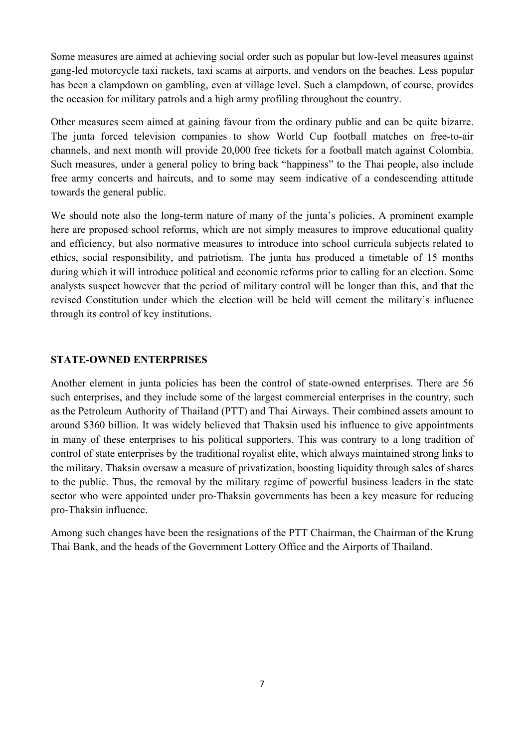Some measures are aimed at achieving social order such as popular but low-level measures against gang-led motorcycle taxi rackets, taxi scams at airports, and vendors on the beaches. Less popular has been a clampdown on gambling, even at village level. Such a clampdown, of course, provides the occasion for military patrols and a high army profiling throughout the country.

Other measures seem aimed at gaining favour from the ordinary public and can be quite bizarre. The junta forced television companies to show World Cup football matches on free-to-air channels, and next month will provide 20,000 free tickets for a football match against Colombia. Such measures, under a general policy to bring back "happiness" to the Thai people, also include free army concerts and haircuts, and to some may seem indicative of a condescending attitude towards the general public.

We should note also the long-term nature of many of the junta's policies. A prominent example here are proposed school reforms, which are not simply measures to improve educational quality and efficiency, but also normative measures to introduce into school curricula subjects related to ethics, social responsibility, and patriotism. The junta has produced a timetable of 15 months during which it will introduce political and economic reforms prior to calling for an election. Some analysts suspect however that the period of military control will be longer than this, and that the revised Constitution under which the election will be held will cement the military's influence through its control of key institutions.

## STATE-OWNED ENTERPRISES

Another element in junta policies has been the control of state-owned enterprises. There are 56 such enterprises, and they include some of the largest commercial enterprises in the country, such as the Petroleum Authority of Thailand (PTT) and Thai Airways. Their combined assets amount to around $360 billion. It was widely believed that Thaksin used his influence to give appointments in many of these enterprises to his political supporters. This was contrary to a long tradition of control of state enterprises by the traditional royalist elite, which always maintained strong links to the military. Thaksin oversaw a measure of privatization, boosting liquidity through sales of shares to the public. Thus, the removal by the military regime of powerful business leaders in the state sector who were appointed under pro-Thaksin governments has been a key measure for reducing pro-Thaksin influence.

Among such changes have been the resignations of the PTT Chairman, the Chairman of the Krung Thai Bank, and the heads of the Government Lottery Office and the Airports of Thailand.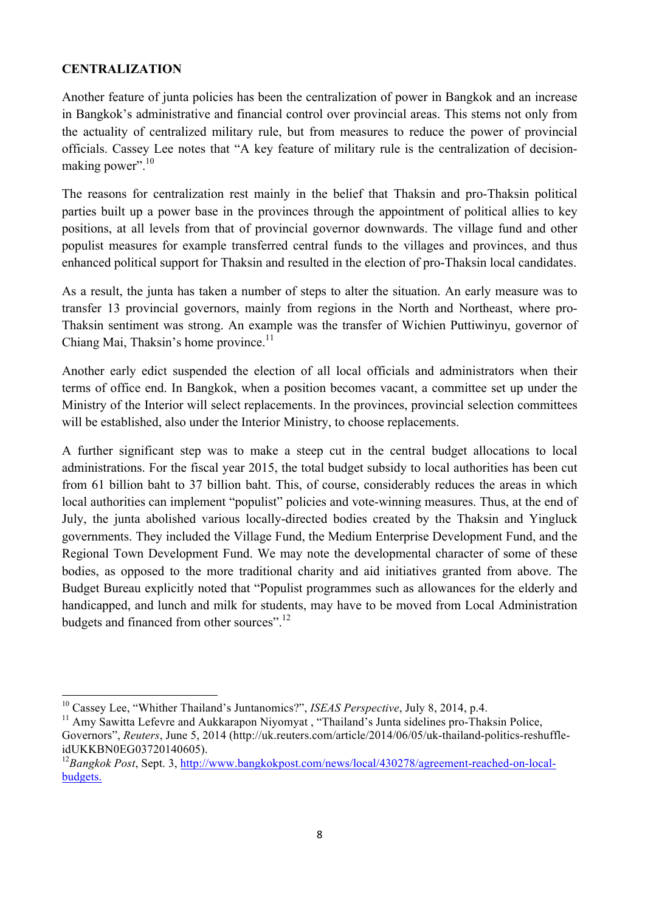**CENTRALIZATION**

Another feature of junta policies has been the centralization of power in Bangkok and an increase in Bangkok's administrative and financial control over provincial areas. This stems not only from the actuality of centralized military rule, but from measures to reduce the power of provincial officials. Cassey Lee notes that "A key feature of military rule is the centralization of decision-making power".[10]

The reasons for centralization rest mainly in the belief that Thaksin and pro-Thaksin political parties built up a power base in the provinces through the appointment of political allies to key positions, at all levels from that of provincial governor downwards. The village fund and other populist measures for example transferred central funds to the villages and provinces, and thus enhanced political support for Thaksin and resulted in the election of pro-Thaksin local candidates.

As a result, the junta has taken a number of steps to alter the situation. An early measure was to transfer 13 provincial governors, mainly from regions in the North and Northeast, where pro-Thaksin sentiment was strong. An example was the transfer of Wichien Puttiwinyu, governor of Chiang Mai, Thaksin's home province.[11]

Another early edict suspended the election of all local officials and administrators when their terms of office end. In Bangkok, when a position becomes vacant, a committee set up under the Ministry of the Interior will select replacements. In the provinces, provincial selection committees will be established, also under the Interior Ministry, to choose replacements.

A further significant step was to make a steep cut in the central budget allocations to local administrations. For the fiscal year 2015, the total budget subsidy to local authorities has been cut from 61 billion baht to 37 billion baht. This, of course, considerably reduces the areas in which local authorities can implement "populist" policies and vote-winning measures. Thus, at the end of July, the junta abolished various locally-directed bodies created by the Thaksin and Yingluck governments. They included the Village Fund, the Medium Enterprise Development Fund, and the Regional Town Development Fund. We may note the developmental character of some of these bodies, as opposed to the more traditional charity and aid initiatives granted from above. The Budget Bureau explicitly noted that "Populist programmes such as allowances for the elderly and handicapped, and lunch and milk for students, may have to be moved from Local Administration budgets and financed from other sources".[12]

---

[10] Cassey Lee, "Whither Thailand's Juntanomics?", *ISEAS Perspective*, July 8, 2014, p.4.

[11] Amy Sawitta Lefevre and Aukkarapon Niyomyat , "Thailand's Junta sidelines pro-Thaksin Police, Governors", *Reuters*, June 5, 2014 (http://uk.reuters.com/article/2014/06/05/uk-thailand-politics-reshuffle-idUKKBN0EG03720140605).

[12] *Bangkok Post*, Sept. 3, http://www.bangkokpost.com/news/local/430278/agreement-reached-on-local-budgets.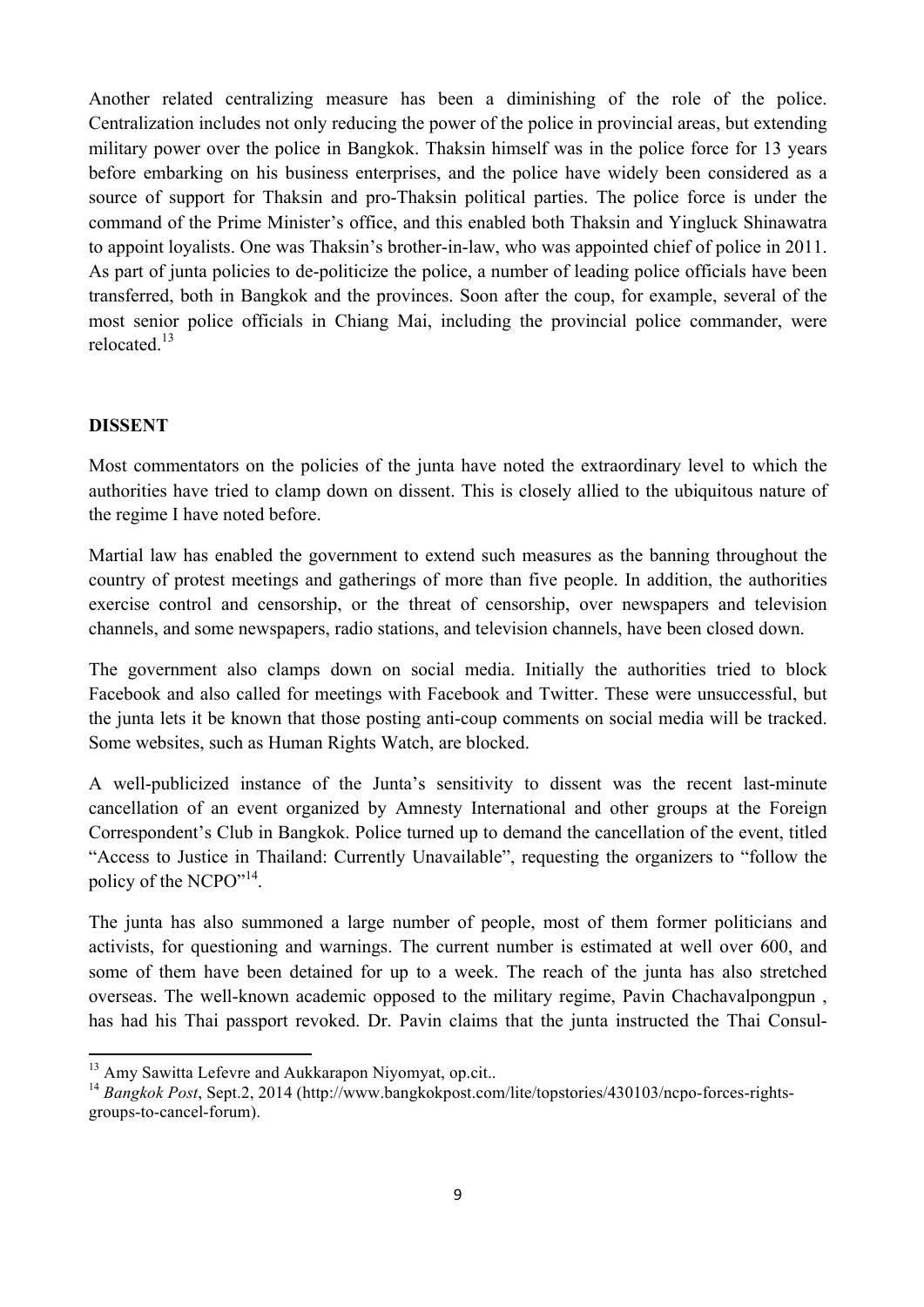Another related centralizing measure has been a diminishing of the role of the police. Centralization includes not only reducing the power of the police in provincial areas, but extending military power over the police in Bangkok. Thaksin himself was in the police force for 13 years before embarking on his business enterprises, and the police have widely been considered as a source of support for Thaksin and pro-Thaksin political parties. The police force is under the command of the Prime Minister's office, and this enabled both Thaksin and Yingluck Shinawatra to appoint loyalists. One was Thaksin's brother-in-law, who was appointed chief of police in 2011. As part of junta policies to de-politicize the police, a number of leading police officials have been transferred, both in Bangkok and the provinces. Soon after the coup, for example, several of the most senior police officials in Chiang Mai, including the provincial police commander, were relocated.[13]

## DISSENT

Most commentators on the policies of the junta have noted the extraordinary level to which the authorities have tried to clamp down on dissent. This is closely allied to the ubiquitous nature of the regime I have noted before.

Martial law has enabled the government to extend such measures as the banning throughout the country of protest meetings and gatherings of more than five people. In addition, the authorities exercise control and censorship, or the threat of censorship, over newspapers and television channels, and some newspapers, radio stations, and television channels, have been closed down.

The government also clamps down on social media. Initially the authorities tried to block Facebook and also called for meetings with Facebook and Twitter. These were unsuccessful, but the junta lets it be known that those posting anti-coup comments on social media will be tracked. Some websites, such as Human Rights Watch, are blocked.

A well-publicized instance of the Junta's sensitivity to dissent was the recent last-minute cancellation of an event organized by Amnesty International and other groups at the Foreign Correspondent's Club in Bangkok. Police turned up to demand the cancellation of the event, titled "Access to Justice in Thailand: Currently Unavailable", requesting the organizers to "follow the policy of the NCPO"[14].

The junta has also summoned a large number of people, most of them former politicians and activists, for questioning and warnings. The current number is estimated at well over 600, and some of them have been detained for up to a week. The reach of the junta has also stretched overseas. The well-known academic opposed to the military regime, Pavin Chachavalpongpun , has had his Thai passport revoked. Dr. Pavin claims that the junta instructed the Thai Consul-

---

[13] Amy Sawitta Lefevre and Aukkarapon Niyomyat, op.cit..

[14] *Bangkok Post*, Sept.2, 2014 (http://www.bangkokpost.com/lite/topstories/430103/ncpo-forces-rights-groups-to-cancel-forum).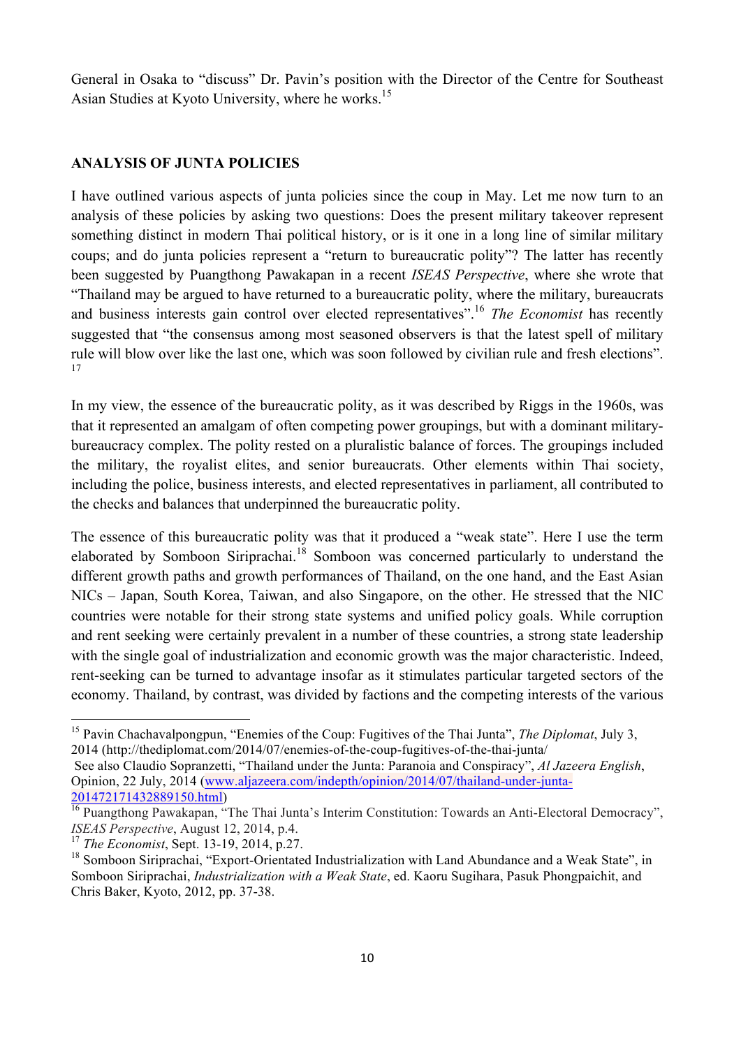General in Osaka to "discuss" Dr. Pavin's position with the Director of the Centre for Southeast Asian Studies at Kyoto University, where he works.[15]

## ANALYSIS OF JUNTA POLICIES

I have outlined various aspects of junta policies since the coup in May. Let me now turn to an analysis of these policies by asking two questions: Does the present military takeover represent something distinct in modern Thai political history, or is it one in a long line of similar military coups; and do junta policies represent a "return to bureaucratic polity"? The latter has recently been suggested by Puangthong Pawakapan in a recent *ISEAS Perspective*, where she wrote that "Thailand may be argued to have returned to a bureaucratic polity, where the military, bureaucrats and business interests gain control over elected representatives".[16] *The Economist* has recently suggested that "the consensus among most seasoned observers is that the latest spell of military rule will blow over like the last one, which was soon followed by civilian rule and fresh elections".[17]

In my view, the essence of the bureaucratic polity, as it was described by Riggs in the 1960s, was that it represented an amalgam of often competing power groupings, but with a dominant military-bureaucracy complex. The polity rested on a pluralistic balance of forces. The groupings included the military, the royalist elites, and senior bureaucrats. Other elements within Thai society, including the police, business interests, and elected representatives in parliament, all contributed to the checks and balances that underpinned the bureaucratic polity.

The essence of this bureaucratic polity was that it produced a "weak state". Here I use the term elaborated by Somboon Siriprachai.[18] Somboon was concerned particularly to understand the different growth paths and growth performances of Thailand, on the one hand, and the East Asian NICs – Japan, South Korea, Taiwan, and also Singapore, on the other. He stressed that the NIC countries were notable for their strong state systems and unified policy goals. While corruption and rent seeking were certainly prevalent in a number of these countries, a strong state leadership with the single goal of industrialization and economic growth was the major characteristic. Indeed, rent-seeking can be turned to advantage insofar as it stimulates particular targeted sectors of the economy. Thailand, by contrast, was divided by factions and the competing interests of the various

---

[15] Pavin Chachavalpongpun, "Enemies of the Coup: Fugitives of the Thai Junta", *The Diplomat*, July 3, 2014 (http://thediplomat.com/2014/07/enemies-of-the-coup-fugitives-of-the-thai-junta/
See also Claudio Sopranzetti, "Thailand under the Junta: Paranoia and Conspiracy", *Al Jazeera English*, Opinion, 22 July, 2014 (www.aljazeera.com/indepth/opinion/2014/07/thailand-under-junta-201472171432889150.html)

[16] Puangthong Pawakapan, "The Thai Junta's Interim Constitution: Towards an Anti-Electoral Democracy", *ISEAS Perspective*, August 12, 2014, p.4.

[17] *The Economist*, Sept. 13-19, 2014, p.27.

[18] Somboon Siriprachai, "Export-Orientated Industrialization with Land Abundance and a Weak State", in Somboon Siriprachai, *Industrialization with a Weak State*, ed. Kaoru Sugihara, Pasuk Phongpaichit, and Chris Baker, Kyoto, 2012, pp. 37-38.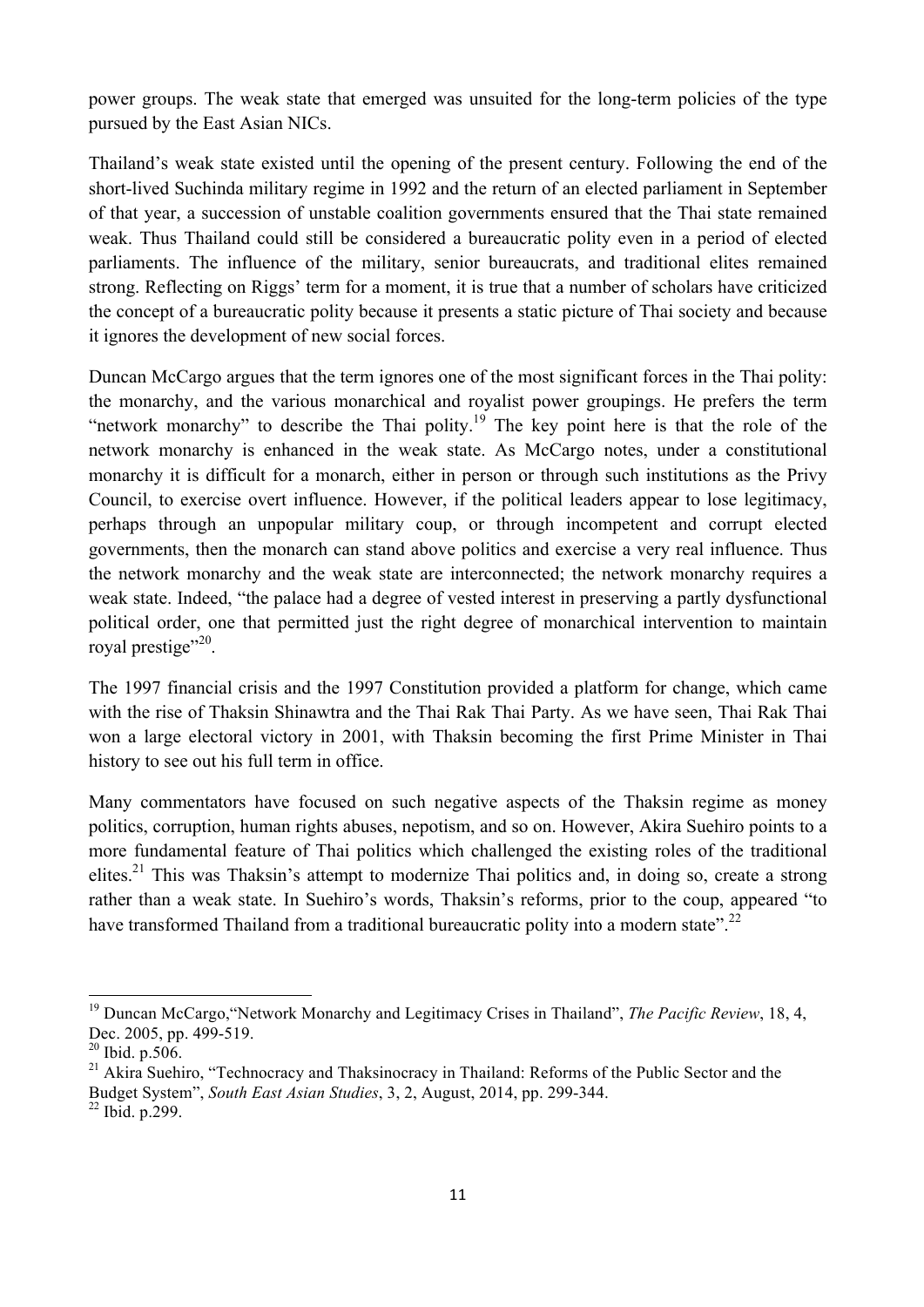power groups. The weak state that emerged was unsuited for the long-term policies of the type pursued by the East Asian NICs.

Thailand's weak state existed until the opening of the present century. Following the end of the short-lived Suchinda military regime in 1992 and the return of an elected parliament in September of that year, a succession of unstable coalition governments ensured that the Thai state remained weak. Thus Thailand could still be considered a bureaucratic polity even in a period of elected parliaments. The influence of the military, senior bureaucrats, and traditional elites remained strong. Reflecting on Riggs' term for a moment, it is true that a number of scholars have criticized the concept of a bureaucratic polity because it presents a static picture of Thai society and because it ignores the development of new social forces.

Duncan McCargo argues that the term ignores one of the most significant forces in the Thai polity: the monarchy, and the various monarchical and royalist power groupings. He prefers the term "network monarchy" to describe the Thai polity.[19] The key point here is that the role of the network monarchy is enhanced in the weak state. As McCargo notes, under a constitutional monarchy it is difficult for a monarch, either in person or through such institutions as the Privy Council, to exercise overt influence. However, if the political leaders appear to lose legitimacy, perhaps through an unpopular military coup, or through incompetent and corrupt elected governments, then the monarch can stand above politics and exercise a very real influence. Thus the network monarchy and the weak state are interconnected; the network monarchy requires a weak state. Indeed, "the palace had a degree of vested interest in preserving a partly dysfunctional political order, one that permitted just the right degree of monarchical intervention to maintain royal prestige"[20].

The 1997 financial crisis and the 1997 Constitution provided a platform for change, which came with the rise of Thaksin Shinawtra and the Thai Rak Thai Party. As we have seen, Thai Rak Thai won a large electoral victory in 2001, with Thaksin becoming the first Prime Minister in Thai history to see out his full term in office.

Many commentators have focused on such negative aspects of the Thaksin regime as money politics, corruption, human rights abuses, nepotism, and so on. However, Akira Suehiro points to a more fundamental feature of Thai politics which challenged the existing roles of the traditional elites.[21] This was Thaksin's attempt to modernize Thai politics and, in doing so, create a strong rather than a weak state. In Suehiro's words, Thaksin's reforms, prior to the coup, appeared "to have transformed Thailand from a traditional bureaucratic polity into a modern state".[22]

---

[19] Duncan McCargo,"Network Monarchy and Legitimacy Crises in Thailand", *The Pacific Review*, 18, 4, Dec. 2005, pp. 499-519.

[20] Ibid. p.506.

[21] Akira Suehiro, "Technocracy and Thaksinocracy in Thailand: Reforms of the Public Sector and the Budget System", *South East Asian Studies*, 3, 2, August, 2014, pp. 299-344.

[22] Ibid. p.299.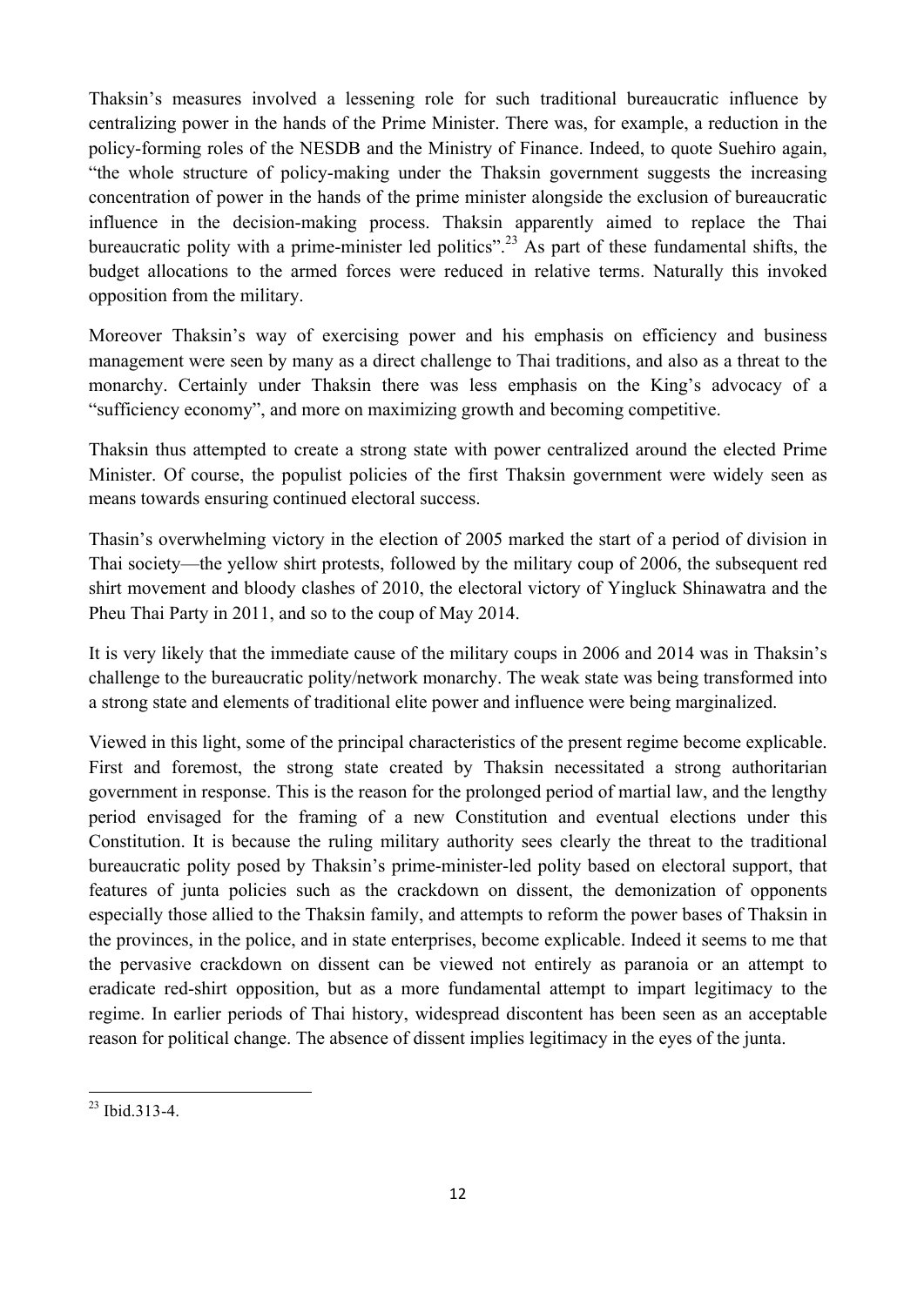Thaksin's measures involved a lessening role for such traditional bureaucratic influence by centralizing power in the hands of the Prime Minister. There was, for example, a reduction in the policy-forming roles of the NESDB and the Ministry of Finance. Indeed, to quote Suehiro again, "the whole structure of policy-making under the Thaksin government suggests the increasing concentration of power in the hands of the prime minister alongside the exclusion of bureaucratic influence in the decision-making process. Thaksin apparently aimed to replace the Thai bureaucratic polity with a prime-minister led politics".[23] As part of these fundamental shifts, the budget allocations to the armed forces were reduced in relative terms. Naturally this invoked opposition from the military.

Moreover Thaksin's way of exercising power and his emphasis on efficiency and business management were seen by many as a direct challenge to Thai traditions, and also as a threat to the monarchy. Certainly under Thaksin there was less emphasis on the King's advocacy of a "sufficiency economy", and more on maximizing growth and becoming competitive.

Thaksin thus attempted to create a strong state with power centralized around the elected Prime Minister. Of course, the populist policies of the first Thaksin government were widely seen as means towards ensuring continued electoral success.

Thasin's overwhelming victory in the election of 2005 marked the start of a period of division in Thai society—the yellow shirt protests, followed by the military coup of 2006, the subsequent red shirt movement and bloody clashes of 2010, the electoral victory of Yingluck Shinawatra and the Pheu Thai Party in 2011, and so to the coup of May 2014.

It is very likely that the immediate cause of the military coups in 2006 and 2014 was in Thaksin's challenge to the bureaucratic polity/network monarchy. The weak state was being transformed into a strong state and elements of traditional elite power and influence were being marginalized.

Viewed in this light, some of the principal characteristics of the present regime become explicable. First and foremost, the strong state created by Thaksin necessitated a strong authoritarian government in response. This is the reason for the prolonged period of martial law, and the lengthy period envisaged for the framing of a new Constitution and eventual elections under this Constitution. It is because the ruling military authority sees clearly the threat to the traditional bureaucratic polity posed by Thaksin's prime-minister-led polity based on electoral support, that features of junta policies such as the crackdown on dissent, the demonization of opponents especially those allied to the Thaksin family, and attempts to reform the power bases of Thaksin in the provinces, in the police, and in state enterprises, become explicable. Indeed it seems to me that the pervasive crackdown on dissent can be viewed not entirely as paranoia or an attempt to eradicate red-shirt opposition, but as a more fundamental attempt to impart legitimacy to the regime. In earlier periods of Thai history, widespread discontent has been seen as an acceptable reason for political change. The absence of dissent implies legitimacy in the eyes of the junta.

---

[23] Ibid.313-4.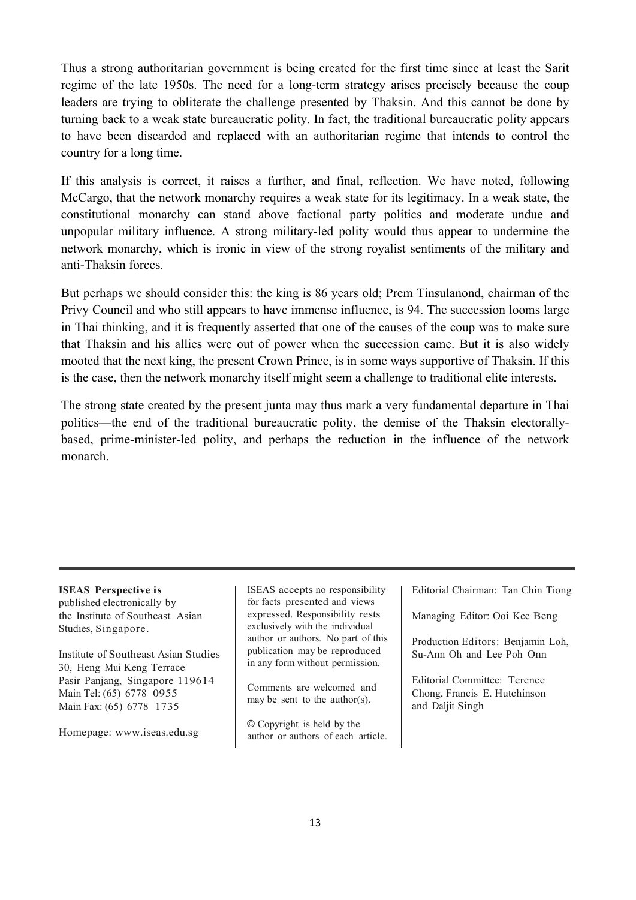Thus a strong authoritarian government is being created for the first time since at least the Sarit regime of the late 1950s. The need for a long-term strategy arises precisely because the coup leaders are trying to obliterate the challenge presented by Thaksin. And this cannot be done by turning back to a weak state bureaucratic polity. In fact, the traditional bureaucratic polity appears to have been discarded and replaced with an authoritarian regime that intends to control the country for a long time.

If this analysis is correct, it raises a further, and final, reflection. We have noted, following McCargo, that the network monarchy requires a weak state for its legitimacy. In a weak state, the constitutional monarchy can stand above factional party politics and moderate undue and unpopular military influence. A strong military-led polity would thus appear to undermine the network monarchy, which is ironic in view of the strong royalist sentiments of the military and anti-Thaksin forces.

But perhaps we should consider this: the king is 86 years old; Prem Tinsulanond, chairman of the Privy Council and who still appears to have immense influence, is 94. The succession looms large in Thai thinking, and it is frequently asserted that one of the causes of the coup was to make sure that Thaksin and his allies were out of power when the succession came. But it is also widely mooted that the next king, the present Crown Prince, is in some ways supportive of Thaksin. If this is the case, then the network monarchy itself might seem a challenge to traditional elite interests.

The strong state created by the present junta may thus mark a very fundamental departure in Thai politics—the end of the traditional bureaucratic polity, the demise of the Thaksin electorally-based, prime-minister-led polity, and perhaps the reduction in the influence of the network monarch.

---

**ISEAS Perspective is** published electronically by the Institute of Southeast Asian Studies, Singapore.

Institute of Southeast Asian Studies
30, Heng Mui Keng Terrace
Pasir Panjang, Singapore 119614
Main Tel: (65) 6778 0955
Main Fax: (65) 6778 1735

Homepage: www.iseas.edu.sg

ISEAS accepts no responsibility for facts presented and views expressed. Responsibility rests exclusively with the individual author or authors. No part of this publication may be reproduced in any form without permission.

Comments are welcomed and may be sent to the author(s).

© Copyright is held by the author or authors of each article.

Editorial Chairman: Tan Chin Tiong

Managing Editor: Ooi Kee Beng

Production Editors: Benjamin Loh, Su-Ann Oh and Lee Poh Onn

Editorial Committee: Terence Chong, Francis E. Hutchinson and Daljit Singh